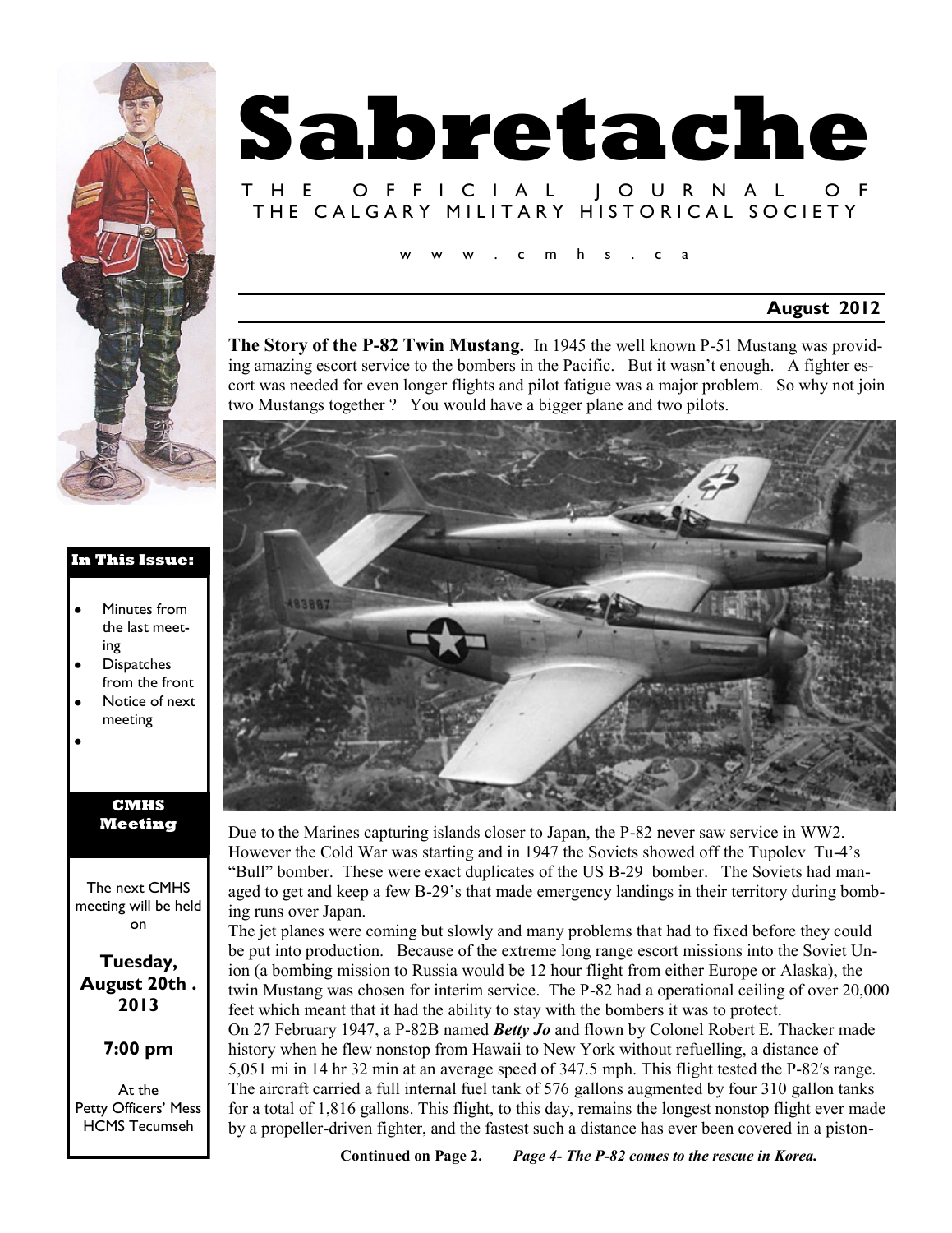# Sabretache

THE OFFICIAL JOURNAL OF THE CALGARY MILITARY HISTORICAL SOCIETY

www.cmhs.ca

**August 2012**

**In This Issue:**

- Minutes from the last meeting
- Dispatches from the front
- Notice of next meeting

**CMHS Meeting**

The next CMHS meeting will be held on

**Tuesday, August 20th . 2013**

**7:00 pm**

At the Petty Officers' Mess HCMS Tecumseh

**The Story of the P-82 Twin Mustang.** In 1945 the well known P-51 Mustang was providing amazing escort service to the bombers in the Pacific. But it wasn't enough. A fighter escort was needed for even longer flights and pilot fatigue was a major problem. So why not join two Mustangs together ? You would have a bigger plane and two pilots.

Due to the Marines capturing islands closer to Japan, the P-82 never saw service in WW2. However the Cold War was starting and in 1947 the Soviets showed off the Tupolev Tu-4's "Bull" bomber. These were exact duplicates of the US B-29 bomber. The Soviets had managed to get and keep a few B-29's that made emergency landings in their territory during bombing runs over Japan.

The jet planes were coming but slowly and many problems that had to fixed before they could be put into production. Because of the extreme long range escort missions into the Soviet Union (a bombing mission to Russia would be 12 hour flight from either Europe or Alaska), the twin Mustang was chosen for interim service. The P-82 had a operational ceiling of over 20,000 feet which meant that it had the ability to stay with the bombers it was to protect.

On 27 February 1947, a P-82B named ***Betty Jo*** and flown by Colonel Robert E. Thacker made history when he flew nonstop from Hawaii to New York without refuelling, a distance of 5,051 mi in 14 hr 32 min at an average speed of 347.5 mph. This flight tested the P-82′s range. The aircraft carried a full internal fuel tank of 576 gallons augmented by four 310 gallon tanks for a total of 1,816 gallons. This flight, to this day, remains the longest nonstop flight ever made by a propeller-driven fighter, and the fastest such a distance has ever been covered in a piston-

**Continued on Page 2.** ***Page 4- The P-82 comes to the rescue in Korea.***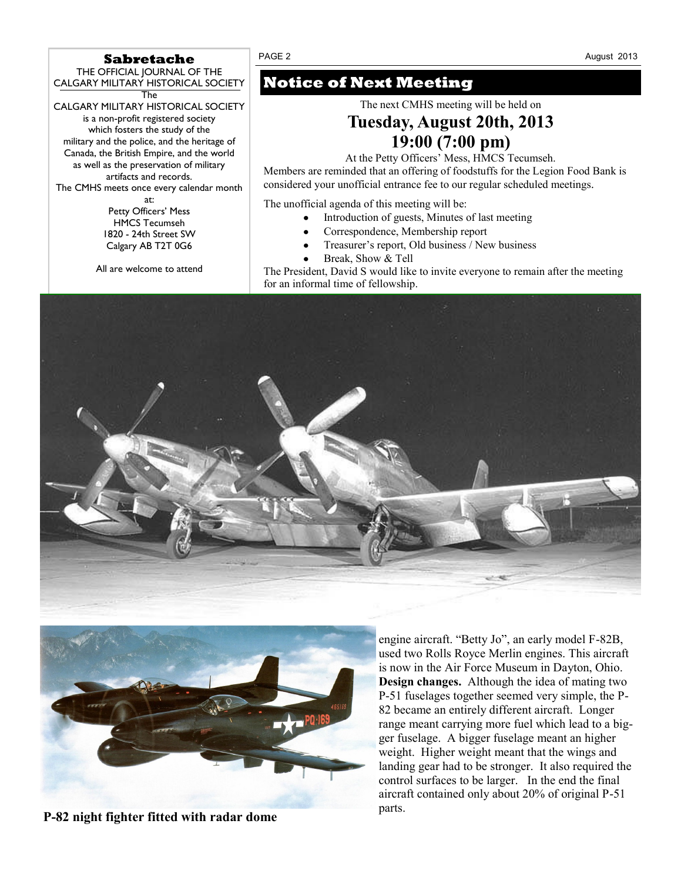**Sabretache**

THE OFFICIAL JOURNAL OF THE CALGARY MILITARY HISTORICAL SOCIETY

The CALGARY MILITARY HISTORICAL SOCIETY is a non-profit registered society which fosters the study of the military and the police, and the heritage of Canada, the British Empire, and the world as well as the preservation of military artifacts and records.

The CMHS meets once every calendar month at:

Petty Officers' Mess
HMCS Tecumseh
1820 - 24th Street SW
Calgary AB T2T 0G6

All are welcome to attend

## Notice of Next Meeting

The next CMHS meeting will be held on

**Tuesday, August 20th, 2013**
**19:00 (7:00 pm)**

At the Petty Officers' Mess, HMCS Tecumseh.

Members are reminded that an offering of foodstuffs for the Legion Food Bank is considered your unofficial entrance fee to our regular scheduled meetings.

The unofficial agenda of this meeting will be:

- Introduction of guests, Minutes of last meeting
- Correspondence, Membership report
- Treasurer's report, Old business / New business
- Break, Show & Tell

The President, David S would like to invite everyone to remain after the meeting for an informal time of fellowship.

**P-82 night fighter fitted with radar dome**

engine aircraft. "Betty Jo", an early model F-82B, used two Rolls Royce Merlin engines. This aircraft is now in the Air Force Museum in Dayton, Ohio.

**Design changes.** Although the idea of mating two P-51 fuselages together seemed very simple, the P-82 became an entirely different aircraft. Longer range meant carrying more fuel which lead to a bigger fuselage. A bigger fuselage meant an higher weight. Higher weight meant that the wings and landing gear had to be stronger. It also required the control surfaces to be larger. In the end the final aircraft contained only about 20% of original P-51 parts.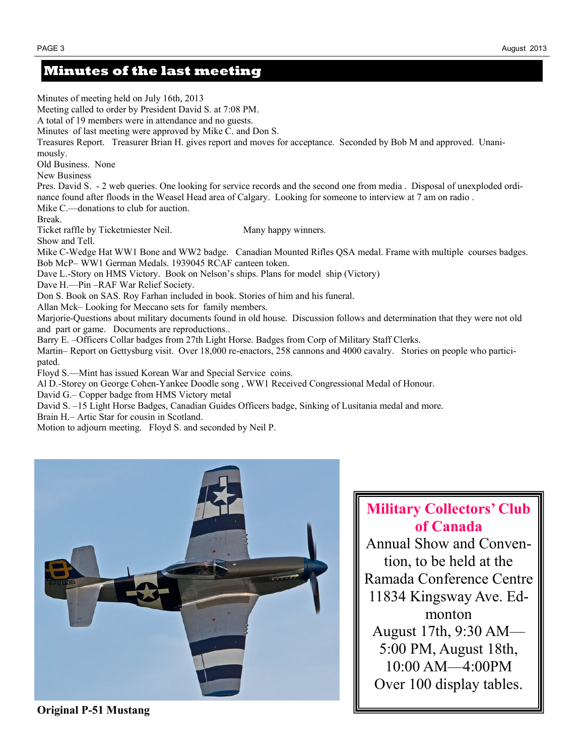## Minutes of the last meeting

Minutes of meeting held on July 16th, 2013
Meeting called to order by President David S. at 7:08 PM.
A total of 19 members were in attendance and no guests.
Minutes of last meeting were approved by Mike C. and Don S.
Treasures Report. Treasurer Brian H. gives report and moves for acceptance. Seconded by Bob M and approved. Unanimously.
Old Business. None
New Business
Pres. David S. - 2 web queries. One looking for service records and the second one from media . Disposal of unexploded ordinance found after floods in the Weasel Head area of Calgary. Looking for someone to interview at 7 am on radio .
Mike C.—donations to club for auction.
Break.
Ticket raffle by Ticketmiester Neil. Many happy winners.
Show and Tell.
Mike C-Wedge Hat WW1 Bone and WW2 badge. Canadian Mounted Rifles QSA medal. Frame with multiple courses badges.
Bob McP– WW1 German Medals. 1939045 RCAF canteen token.
Dave L.-Story on HMS Victory. Book on Nelson's ships. Plans for model ship (Victory)
Dave H.—Pin –RAF War Relief Society.
Don S. Book on SAS. Roy Farhan included in book. Stories of him and his funeral.
Allan Mck– Looking for Meccano sets for family members.
Marjorie-Questions about military documents found in old house. Discussion follows and determination that they were not old and part or game. Documents are reproductions..
Barry E. –Officers Collar badges from 27th Light Horse. Badges from Corp of Military Staff Clerks.
Martin– Report on Gettysburg visit. Over 18,000 re-enactors, 258 cannons and 4000 cavalry. Stories on people who participated.
Floyd S.—Mint has issued Korean War and Special Service coins.
Al D.-Storey on George Cohen-Yankee Doodle song , WW1 Received Congressional Medal of Honour.
David G.– Copper badge from HMS Victory metal
David S. –15 Light Horse Badges, Canadian Guides Officers badge, Sinking of Lusitania medal and more.
Brain H.– Artic Star for cousin in Scotland.
Motion to adjourn meeting. Floyd S. and seconded by Neil P.

**Original P-51 Mustang**

**Military Collectors' Club of Canada**

Annual Show and Convention, to be held at the Ramada Conference Centre 11834 Kingsway Ave. Edmonton
August 17th, 9:30 AM—5:00 PM, August 18th, 10:00 AM—4:00PM
Over 100 display tables.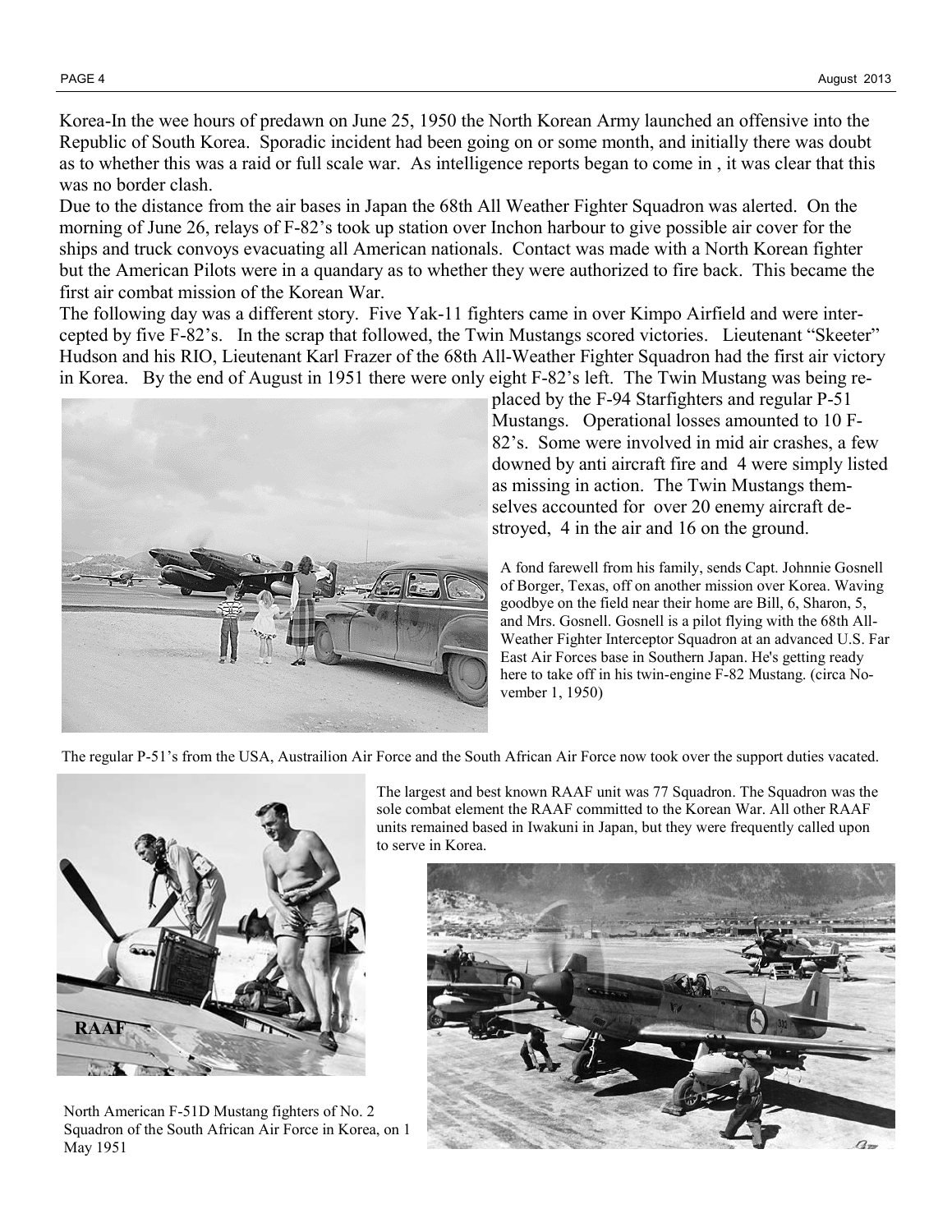Korea-In the wee hours of predawn on June 25, 1950 the North Korean Army launched an offensive into the Republic of South Korea. Sporadic incident had been going on or some month, and initially there was doubt as to whether this was a raid or full scale war. As intelligence reports began to come in , it was clear that this was no border clash.

Due to the distance from the air bases in Japan the 68th All Weather Fighter Squadron was alerted. On the morning of June 26, relays of F-82's took up station over Inchon harbour to give possible air cover for the ships and truck convoys evacuating all American nationals. Contact was made with a North Korean fighter but the American Pilots were in a quandary as to whether they were authorized to fire back. This became the first air combat mission of the Korean War.

The following day was a different story. Five Yak-11 fighters came in over Kimpo Airfield and were intercepted by five F-82's. In the scrap that followed, the Twin Mustangs scored victories. Lieutenant "Skeeter" Hudson and his RIO, Lieutenant Karl Frazer of the 68th All-Weather Fighter Squadron had the first air victory in Korea. By the end of August in 1951 there were only eight F-82's left. The Twin Mustang was being replaced by the F-94 Starfighters and regular P-51 Mustangs. Operational losses amounted to 10 F-82's. Some were involved in mid air crashes, a few downed by anti aircraft fire and 4 were simply listed as missing in action. The Twin Mustangs themselves accounted for over 20 enemy aircraft destroyed, 4 in the air and 16 on the ground.

A fond farewell from his family, sends Capt. Johnnie Gosnell of Borger, Texas, off on another mission over Korea. Waving goodbye on the field near their home are Bill, 6, Sharon, 5, and Mrs. Gosnell. Gosnell is a pilot flying with the 68th All-Weather Fighter Interceptor Squadron at an advanced U.S. Far East Air Forces base in Southern Japan. He's getting ready here to take off in his twin-engine F-82 Mustang. (circa November 1, 1950)

The regular P-51's from the USA, Austrailion Air Force and the South African Air Force now took over the support duties vacated.

The largest and best known RAAF unit was 77 Squadron. The Squadron was the sole combat element the RAAF committed to the Korean War. All other RAAF units remained based in Iwakuni in Japan, but they were frequently called upon to serve in Korea.

RAAF

North American F-51D Mustang fighters of No. 2 Squadron of the South African Air Force in Korea, on 1 May 1951